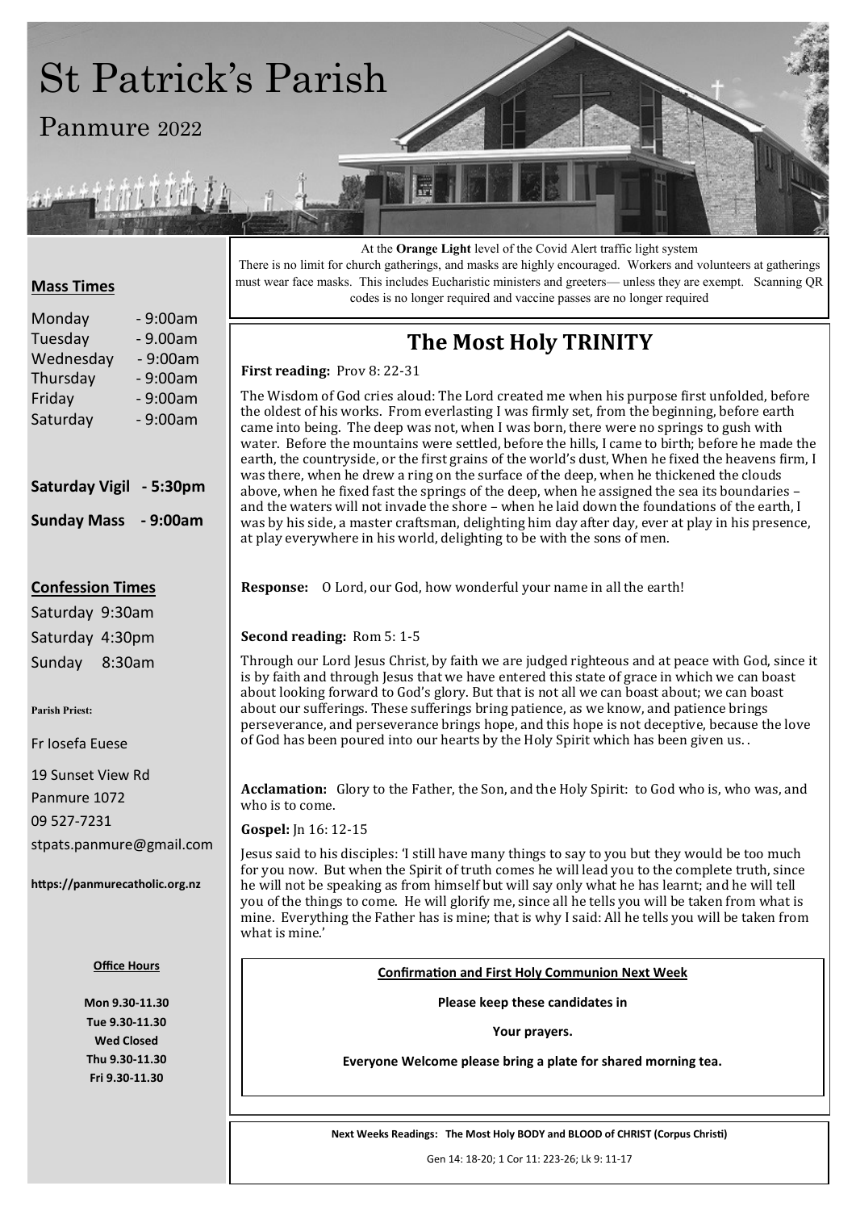# St Patrick's Parish

Panmure 2022

At the **Orange Light** level of the Covid Alert traffic light system
There is no limit for church gatherings, and masks are highly encouraged. Workers and volunteers at gatherings must wear face masks. This includes Eucharistic ministers and greeters— unless they are exempt. Scanning QR codes is no longer required and vaccine passes are no longer required

## Mass Times

| | |
|---|---|
| Monday | - 9:00am |
| Tuesday | - 9.00am |
| Wednesday | - 9:00am |
| Thursday | - 9:00am |
| Friday | - 9:00am |
| Saturday | - 9:00am |

**Saturday Vigil - 5:30pm**

**Sunday Mass - 9:00am**

## Confession Times

Saturday 9:30am
Saturday 4:30pm
Sunday 8:30am

**Parish Priest:**

Fr Iosefa Euese

19 Sunset View Rd
Panmure 1072
09 527-7231
stpats.panmure@gmail.com

**https://panmurecatholic.org.nz**

**Office Hours**

**Mon 9.30-11.30**
**Tue 9.30-11.30**
**Wed Closed**
**Thu 9.30-11.30**
**Fri 9.30-11.30**

## The Most Holy TRINITY

**First reading:** Prov 8: 22-31

The Wisdom of God cries aloud: The Lord created me when his purpose first unfolded, before the oldest of his works. From everlasting I was firmly set, from the beginning, before earth came into being. The deep was not, when I was born, there were no springs to gush with water. Before the mountains were settled, before the hills, I came to birth; before he made the earth, the countryside, or the first grains of the world's dust, When he fixed the heavens firm, I was there, when he drew a ring on the surface of the deep, when he thickened the clouds above, when he fixed fast the springs of the deep, when he assigned the sea its boundaries – and the waters will not invade the shore – when he laid down the foundations of the earth, I was by his side, a master craftsman, delighting him day after day, ever at play in his presence, at play everywhere in his world, delighting to be with the sons of men.

**Response:** O Lord, our God, how wonderful your name in all the earth!

**Second reading:** Rom 5: 1-5

Through our Lord Jesus Christ, by faith we are judged righteous and at peace with God, since it is by faith and through Jesus that we have entered this state of grace in which we can boast about looking forward to God's glory. But that is not all we can boast about; we can boast about our sufferings. These sufferings bring patience, as we know, and patience brings perseverance, and perseverance brings hope, and this hope is not deceptive, because the love of God has been poured into our hearts by the Holy Spirit which has been given us. .

**Acclamation:** Glory to the Father, the Son, and the Holy Spirit: to God who is, who was, and who is to come.

**Gospel:** Jn 16: 12-15

Jesus said to his disciples: 'I still have many things to say to you but they would be too much for you now. But when the Spirit of truth comes he will lead you to the complete truth, since he will not be speaking as from himself but will say only what he has learnt; and he will tell you of the things to come. He will glorify me, since all he tells you will be taken from what is mine. Everything the Father has is mine; that is why I said: All he tells you will be taken from what is mine.'

**Confirmation and First Holy Communion Next Week**

**Please keep these candidates in**

**Your prayers.**

**Everyone Welcome please bring a plate for shared morning tea.**

**Next Weeks Readings: The Most Holy BODY and BLOOD of CHRIST (Corpus Christi)**

Gen 14: 18-20; 1 Cor 11: 223-26; Lk 9: 11-17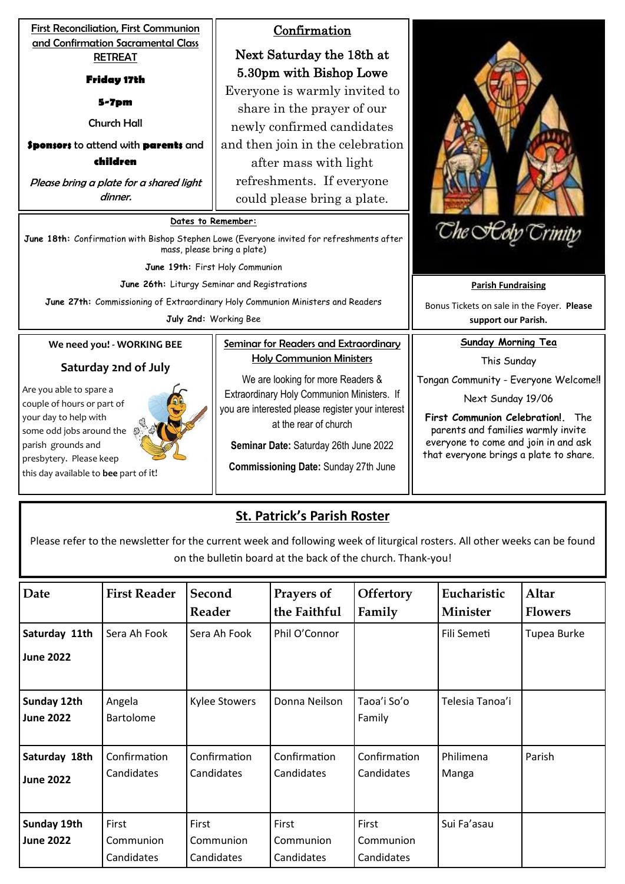## First Reconciliation, First Communion and Confirmation Sacramental Class RETREAT

**Friday 17th**

**5-7pm**

Church Hall

**Sponsors** to attend with **parents** and **children**

*Please bring a plate for a shared light dinner.*

## Confirmation

Next Saturday the 18th at 5.30pm with Bishop Lowe

Everyone is warmly invited to share in the prayer of our newly confirmed candidates and then join in the celebration after mass with light refreshments. If everyone could please bring a plate.

The Holy Trinity

### Dates to Remember:

**June 18th:** Confirmation with Bishop Stephen Lowe (Everyone invited for refreshments after mass, please bring a plate)

**June 19th:** First Holy Communion

**June 26th:** Liturgy Seminar and Registrations

**June 27th:** Commissioning of Extraordinary Holy Communion Ministers and Readers

**July 2nd:** Working Bee

### Parish Fundraising

Bonus Tickets on sale in the Foyer. **Please support our Parish.**

### We need you! - WORKING BEE

**Saturday 2nd of July**

Are you able to spare a couple of hours or part of your day to help with some odd jobs around the parish grounds and presbytery. Please keep this day available to **bee** part of it!

### Seminar for Readers and Extraordinary Holy Communion Ministers

We are looking for more Readers & Extraordinary Holy Communion Ministers. If you are interested please register your interest at the rear of church

**Seminar Date:** Saturday 26th June 2022

**Commissioning Date:** Sunday 27th June

### Sunday Morning Tea

This Sunday

Tongan Community - Everyone Welcome!!

Next Sunday 19/06

**First Communion Celebration!**. The parents and families warmly invite everyone to come and join in and ask that everyone brings a plate to share.

## St. Patrick's Parish Roster

Please refer to the newsletter for the current week and following week of liturgical rosters. All other weeks can be found on the bulletin board at the back of the church. Thank-you!

| Date | First Reader | Second Reader | Prayers of the Faithful | Offertory Family | Eucharistic Minister | Altar Flowers |
|---|---|---|---|---|---|---|
| **Saturday 11th June 2022** | Sera Ah Fook | Sera Ah Fook | Phil O'Connor | | Fili Semeti | Tupea Burke |
| **Sunday 12th June 2022** | Angela Bartolome | Kylee Stowers | Donna Neilson | Taoa'i So'o Family | Telesia Tanoa'i | |
| **Saturday 18th June 2022** | Confirmation Candidates | Confirmation Candidates | Confirmation Candidates | Confirmation Candidates | Philimena Manga | Parish |
| **Sunday 19th June 2022** | First Communion Candidates | First Communion Candidates | First Communion Candidates | First Communion Candidates | Sui Fa'asau | |